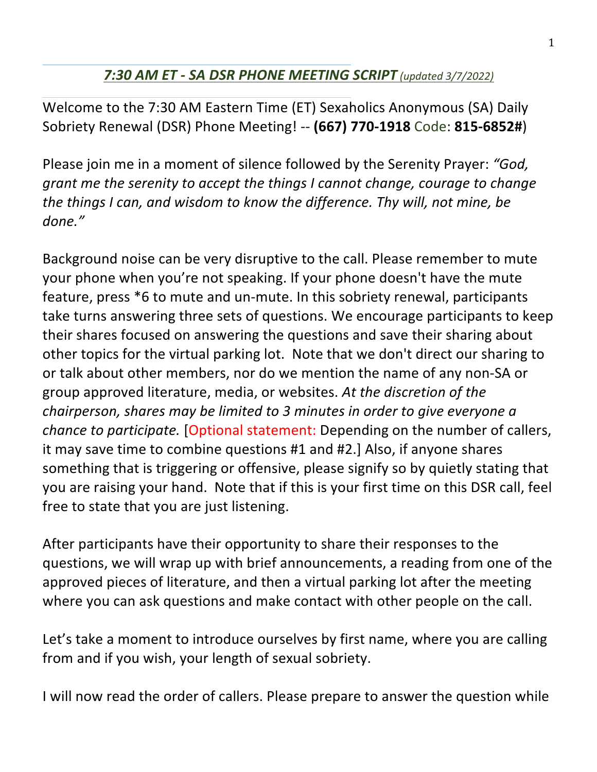## *7:30 AM ET - SA DSR PHONE MEETING SCRIPT* *(updated 3/7/2022)*

Welcome to the 7:30 AM Eastern Time (ET) Sexaholics Anonymous (SA) Daily Sobriety Renewal (DSR) Phone Meeting! -- **(667) 770-1918** Code: **815-6852#**)

Please join me in a moment of silence followed by the Serenity Prayer: *"God, grant me the serenity to accept the things I cannot change, courage to change the things I can, and wisdom to know the difference. Thy will, not mine, be done."*

Background noise can be very disruptive to the call. Please remember to mute your phone when you're not speaking. If your phone doesn't have the mute feature, press *6 to mute and un-mute. In this sobriety renewal, participants take turns answering three sets of questions. We encourage participants to keep their shares focused on answering the questions and save their sharing about other topics for the virtual parking lot. Note that we don't direct our sharing to or talk about other members, nor do we mention the name of any non-SA or group approved literature, media, or websites. *At the discretion of the chairperson, shares may be limited to 3 minutes in order to give everyone a chance to participate.* [Optional statement: Depending on the number of callers, it may save time to combine questions #1 and #2.] Also, if anyone shares something that is triggering or offensive, please signify so by quietly stating that you are raising your hand. Note that if this is your first time on this DSR call, feel free to state that you are just listening.

After participants have their opportunity to share their responses to the questions, we will wrap up with brief announcements, a reading from one of the approved pieces of literature, and then a virtual parking lot after the meeting where you can ask questions and make contact with other people on the call.

Let's take a moment to introduce ourselves by first name, where you are calling from and if you wish, your length of sexual sobriety.

I will now read the order of callers. Please prepare to answer the question while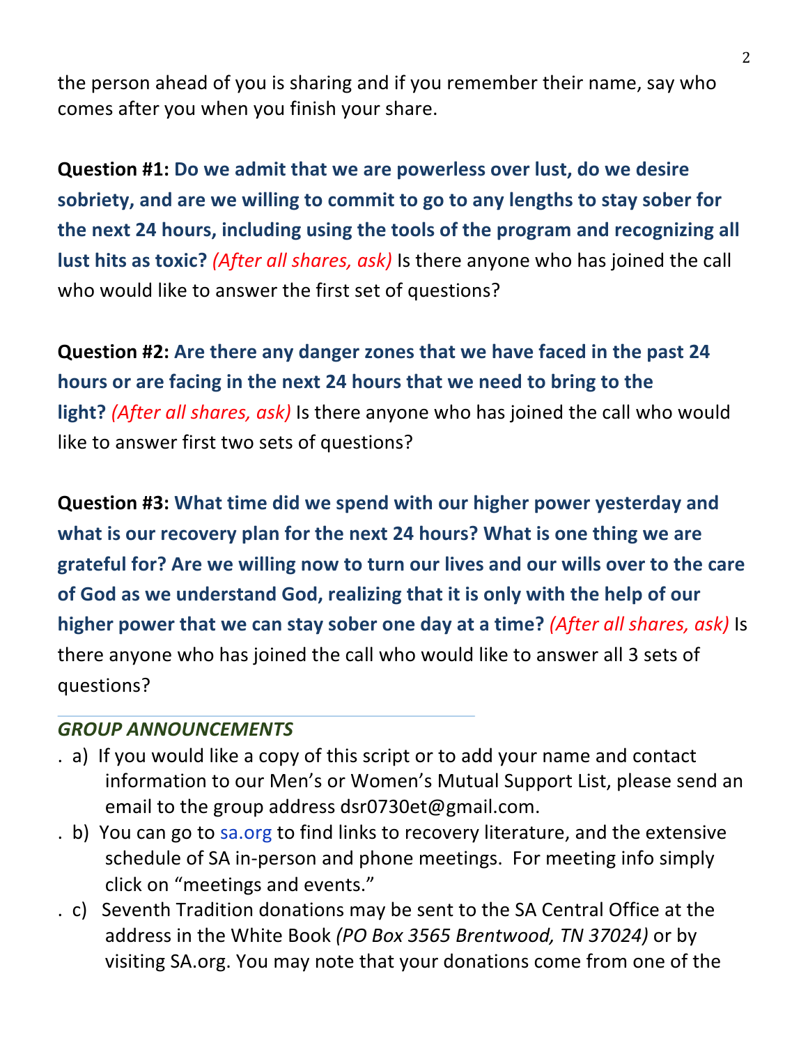the person ahead of you is sharing and if you remember their name, say who comes after you when you finish your share.

**Question #1: Do we admit that we are powerless over lust, do we desire sobriety, and are we willing to commit to go to any lengths to stay sober for the next 24 hours, including using the tools of the program and recognizing all lust hits as toxic?** *(After all shares, ask)* Is there anyone who has joined the call who would like to answer the first set of questions?

**Question #2: Are there any danger zones that we have faced in the past 24 hours or are facing in the next 24 hours that we need to bring to the light?** *(After all shares, ask)* Is there anyone who has joined the call who would like to answer first two sets of questions?

**Question #3: What time did we spend with our higher power yesterday and what is our recovery plan for the next 24 hours? What is one thing we are grateful for? Are we willing now to turn our lives and our wills over to the care of God as we understand God, realizing that it is only with the help of our higher power that we can stay sober one day at a time?** *(After all shares, ask)* Is there anyone who has joined the call who would like to answer all 3 sets of questions?

---

***GROUP ANNOUNCEMENTS***

- a) If you would like a copy of this script or to add your name and contact information to our Men's or Women's Mutual Support List, please send an email to the group address dsr0730et@gmail.com.
- b) You can go to sa.org to find links to recovery literature, and the extensive schedule of SA in-person and phone meetings. For meeting info simply click on "meetings and events."
- c) Seventh Tradition donations may be sent to the SA Central Office at the address in the White Book *(PO Box 3565 Brentwood, TN 37024)* or by visiting SA.org. You may note that your donations come from one of the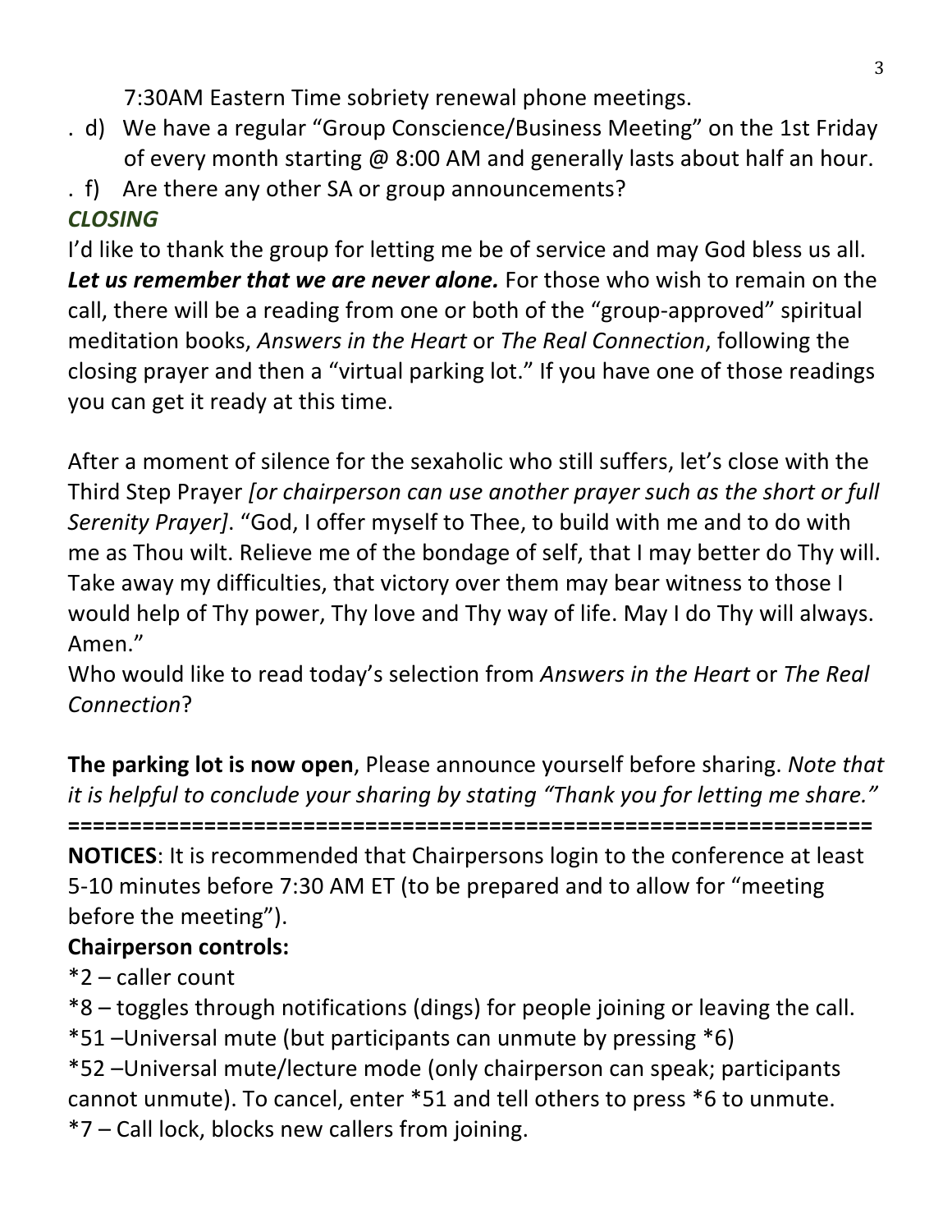7:30AM Eastern Time sobriety renewal phone meetings.

. d) We have a regular "Group Conscience/Business Meeting" on the 1st Friday of every month starting @ 8:00 AM and generally lasts about half an hour.

. f) Are there any other SA or group announcements?

***CLOSING***

I'd like to thank the group for letting me be of service and may God bless us all. ***Let us remember that we are never alone.*** For those who wish to remain on the call, there will be a reading from one or both of the "group-approved" spiritual meditation books, *Answers in the Heart* or *The Real Connection*, following the closing prayer and then a "virtual parking lot." If you have one of those readings you can get it ready at this time.

After a moment of silence for the sexaholic who still suffers, let's close with the Third Step Prayer *[or chairperson can use another prayer such as the short or full Serenity Prayer]*. "God, I offer myself to Thee, to build with me and to do with me as Thou wilt. Relieve me of the bondage of self, that I may better do Thy will. Take away my difficulties, that victory over them may bear witness to those I would help of Thy power, Thy love and Thy way of life. May I do Thy will always. Amen."

Who would like to read today's selection from *Answers in the Heart* or *The Real Connection*?

**The parking lot is now open**, Please announce yourself before sharing. *Note that it is helpful to conclude your sharing by stating "Thank you for letting me share."*

**=================================================================**

**NOTICES**: It is recommended that Chairpersons login to the conference at least 5-10 minutes before 7:30 AM ET (to be prepared and to allow for "meeting before the meeting").

**Chairperson controls:**

*2 – caller count

*8 – toggles through notifications (dings) for people joining or leaving the call.

*51 –Universal mute (but participants can unmute by pressing *6)

*52 –Universal mute/lecture mode (only chairperson can speak; participants cannot unmute). To cancel, enter *51 and tell others to press *6 to unmute.

*7 – Call lock, blocks new callers from joining.